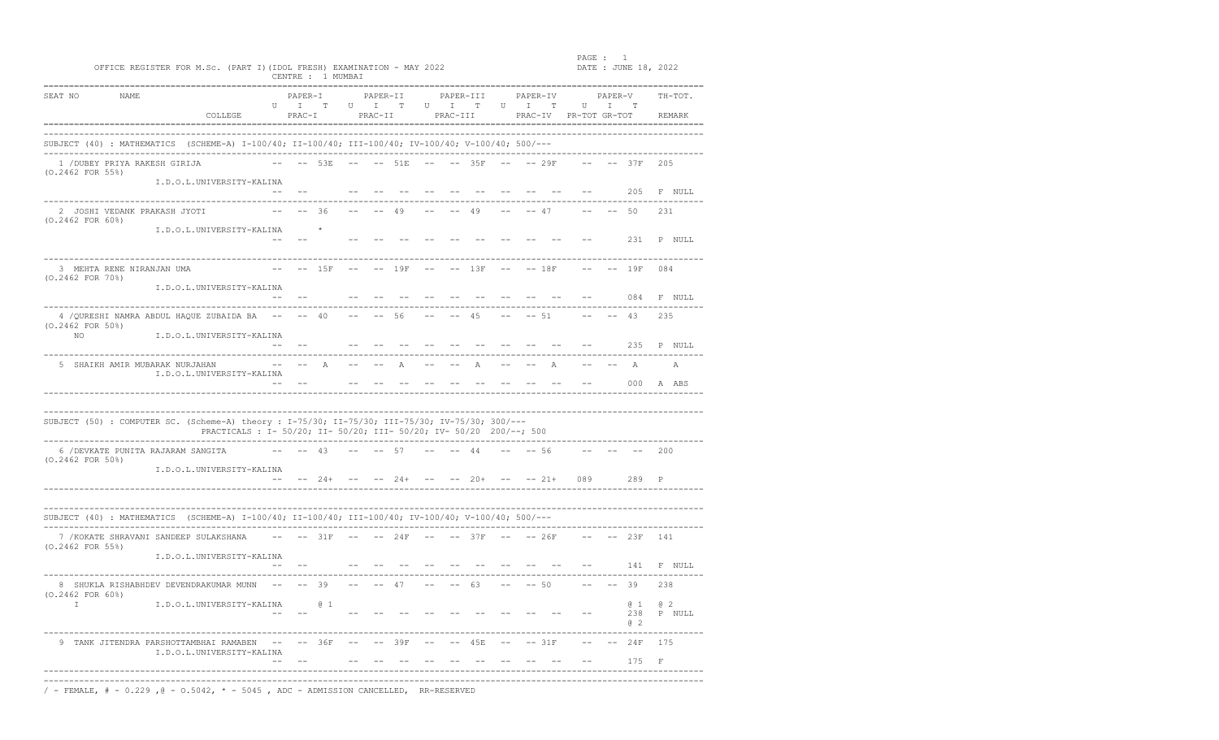OFFICE REGISTER FOR M.Sc. (PART I)(IDOL FRESH) EXAMINATION - MAY 2022

CENTRE : 1 MUMBAI

DATE : JUNE 18, 2022

| SEAT NO | NAME / COLLEGE | PAPER-I U | I | T | PAPER-II U | I | T | PAPER-III U | I | T | PAPER-IV U | I | T | PAPER-V U | I | T | TH-TOT. |
|---|---|---|---|---|---|---|---|---|---|---|---|---|---|---|---|---|---|
| | | PRAC-I | | | PRAC-II | | | PRAC-III | | | PRAC-IV | | | PR-TOT | GR-TOT | | REMARK |

SUBJECT (40) : MATHEMATICS (SCHEME-A) I-100/40; II-100/40; III-100/40; IV-100/40; V-100/40; 500/---

| SEAT NO | NAME / COLLEGE | P-I U | I | T | P-II U | I | T | P-III U | I | T | P-IV U | I | T | P-V U | I | T | TH-TOT. / REMARK |
|---|---|---|---|---|---|---|---|---|---|---|---|---|---|---|---|---|---|
| 1 | /DUBEY PRIYA RAKESH GIRIJA (O.2462 FOR 55%) | -- | -- | 53E | -- | -- | 51E | -- | -- | 35F | -- | -- | 29F | -- | -- | 37F | 205 |
| | I.D.O.L.UNIVERSITY-KALINA | -- | -- | | -- | -- | -- | -- | -- | -- | -- | -- | -- | -- | | 205 | F NULL |
| 2 | JOSHI VEDANK PRAKASH JYOTI (O.2462 FOR 60%) | -- | -- | 36 | -- | -- | 49 | -- | -- | 49 | -- | -- | 47 | -- | -- | 50 | 231 |
| | I.D.O.L.UNIVERSITY-KALINA | -- | -- | * | -- | -- | -- | -- | -- | -- | -- | -- | -- | -- | | 231 | P NULL |
| 3 | MEHTA RENE NIRANJAN UMA (O.2462 FOR 70%) | -- | -- | 15F | -- | -- | 19F | -- | -- | 13F | -- | -- | 18F | -- | -- | 19F | 084 |
| | I.D.O.L.UNIVERSITY-KALINA | -- | -- | | -- | -- | -- | -- | -- | -- | -- | -- | -- | -- | | 084 | F NULL |
| 4 | /QURESHI NAMRA ABDUL HAQUE ZUBAIDA BA (O.2462 FOR 50%) NO | -- | -- | 40 | -- | -- | 56 | -- | -- | 45 | -- | -- | 51 | -- | -- | 43 | 235 |
| | I.D.O.L.UNIVERSITY-KALINA | -- | -- | | -- | -- | -- | -- | -- | -- | -- | -- | -- | -- | | 235 | P NULL |
| 5 | SHAIKH AMIR MUBARAK NURJAHAN | -- | -- | A | -- | -- | A | -- | -- | A | -- | -- | A | -- | -- | A | A |
| | I.D.O.L.UNIVERSITY-KALINA | -- | -- | | -- | -- | -- | -- | -- | -- | -- | -- | -- | -- | | 000 | A ABS |

SUBJECT (50) : COMPUTER SC. (Scheme-A) theory : I-75/30; II-75/30; III-75/30; IV-75/30; 300/---
PRACTICALS : I- 50/20; II- 50/20; III- 50/20 IV- 50/20 200/--; 500

| SEAT NO | NAME / COLLEGE | P-I U | I | T | P-II U | I | T | P-III U | I | T | P-IV U | I | T | P-V U | I | T | TH-TOT. / REMARK |
|---|---|---|---|---|---|---|---|---|---|---|---|---|---|---|---|---|---|
| 6 | /DEVKATE PUNITA RAJARAM SANGITA (O.2462 FOR 50%) | -- | -- | 43 | -- | -- | 57 | -- | -- | 44 | -- | -- | 56 | -- | -- | -- | 200 |
| | I.D.O.L.UNIVERSITY-KALINA | -- | -- | 24+ | -- | -- | 24+ | -- | -- | 20+ | -- | -- | 21+ | 089 | | 289 | P |

SUBJECT (40) : MATHEMATICS (SCHEME-A) I-100/40; II-100/40; III-100/40; IV-100/40; V-100/40; 500/---

| SEAT NO | NAME / COLLEGE | P-I U | I | T | P-II U | I | T | P-III U | I | T | P-IV U | I | T | P-V U | I | T | TH-TOT. / REMARK |
|---|---|---|---|---|---|---|---|---|---|---|---|---|---|---|---|---|---|
| 7 | /KOKATE SHRAVANI SANDEEP SULAKSHANA (O.2462 FOR 55%) | -- | -- | 31F | -- | -- | 24F | -- | -- | 37F | -- | -- | 26F | -- | -- | 23F | 141 |
| | I.D.O.L.UNIVERSITY-KALINA | -- | -- | | -- | -- | -- | -- | -- | -- | -- | -- | -- | -- | | 141 | F NULL |
| 8 | SHUKLA RISHABHDEV DEVENDRAKUMAR MUNN (O.2462 FOR 60%) I | -- | -- | 39 | -- | -- | 47 | -- | -- | 63 | -- | -- | 50 | -- | -- | 39 | 238 |
| | I.D.O.L.UNIVERSITY-KALINA | -- | -- | @ 1 | -- | -- | -- | -- | -- | -- | -- | -- | -- | -- | | @ 1 238 @ 2 | @ 2 P NULL |
| 9 | TANK JITENDRA PARSHOTTAMBHAI RAMABEN | -- | -- | 36F | -- | -- | 39F | -- | -- | 45E | -- | -- | 31F | -- | -- | 24F | 175 |
| | I.D.O.L.UNIVERSITY-KALINA | -- | -- | | -- | -- | -- | -- | -- | -- | -- | -- | -- | -- | | 175 | F |

/ - FEMALE, # - 0.229 ,@ - O.5042, * - 5045 , ADC - ADMISSION CANCELLED, RR-RESERVED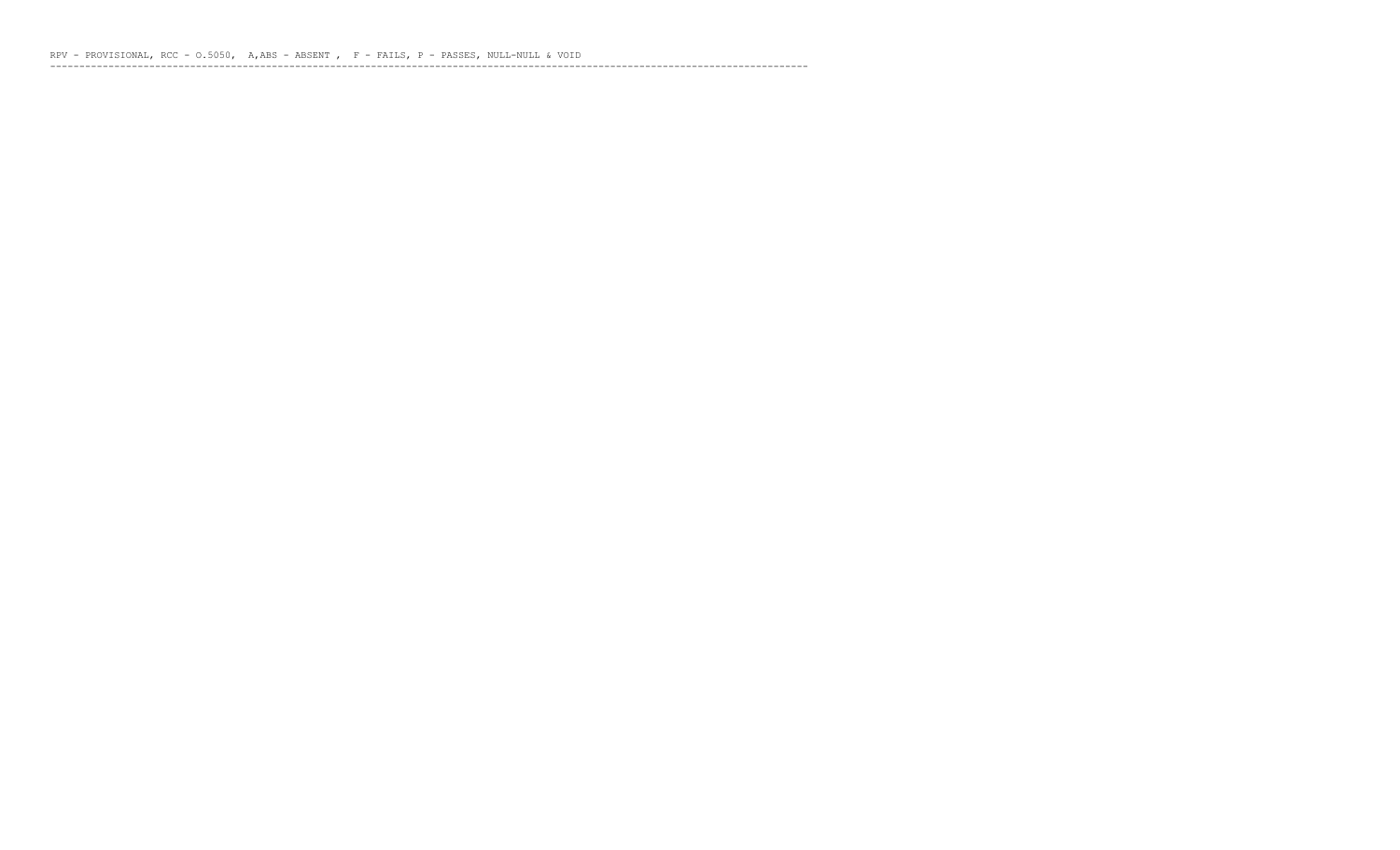RPV - PROVISIONAL, RCC - O.5050, A,ABS - ABSENT , F - FAILS, P - PASSES, NULL-NULL & VOID

---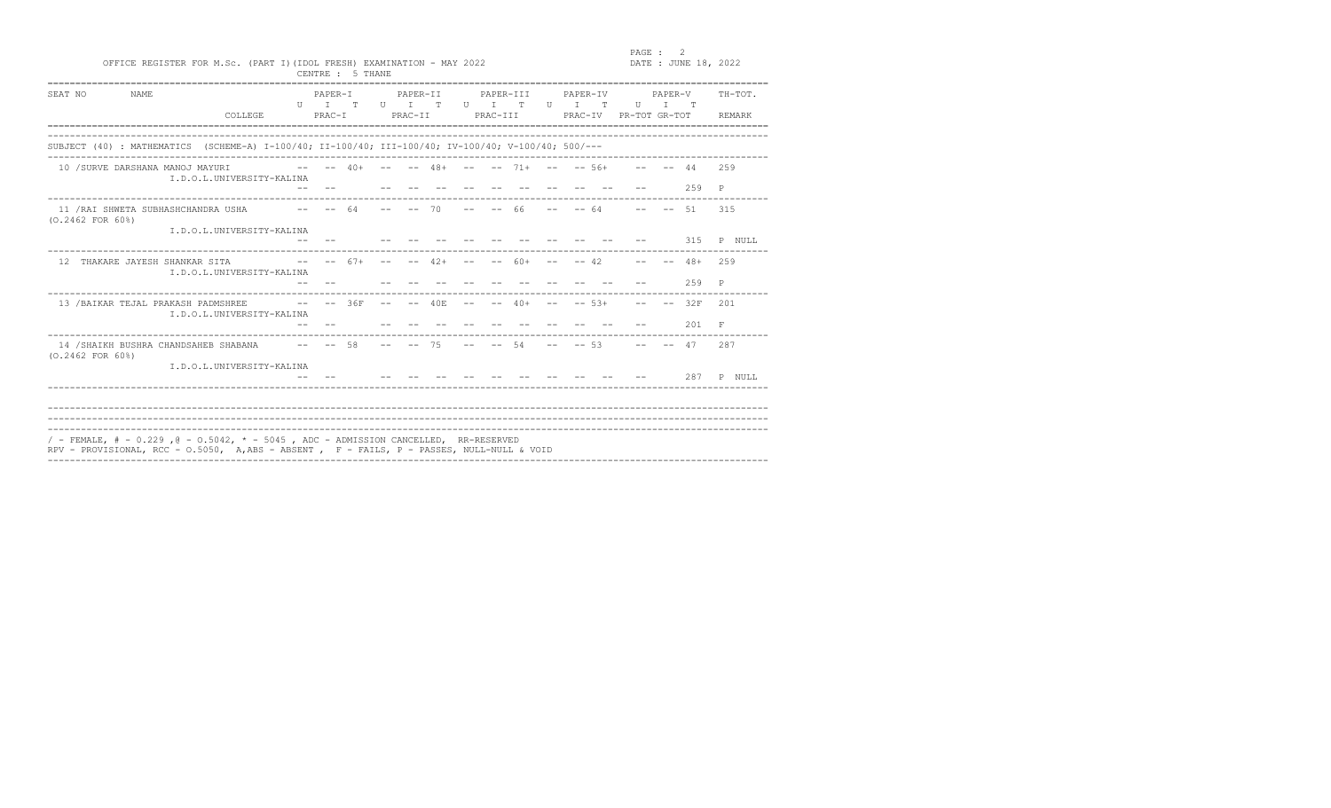OFFICE REGISTER FOR M.Sc. (PART I)(IDOL FRESH) EXAMINATION - MAY 2022

CENTRE : 5 THANE

DATE : JUNE 18, 2022

| SEAT NO | NAME / COLLEGE | PAPER-I U | I | T | PAPER-II U | I | T | PAPER-III U | I | T | PAPER-IV U | I | T | PAPER-V U | I | T | TH-TOT. |
|---|---|---|---|---|---|---|---|---|---|---|---|---|---|---|---|---|---|
| | | PRAC-I | | | PRAC-II | | | PRAC-III | | | PRAC-IV | | | PR-TOT | GR-TOT | | REMARK |

SUBJECT (40) : MATHEMATICS (SCHEME-A) I-100/40; II-100/40; III-100/40; IV-100/40; V-100/40; 500/---

| SEAT NO | NAME / COLLEGE | PAPER-I U | I | T | PAPER-II U | I | T | PAPER-III U | I | T | PAPER-IV U | I | T | PAPER-V U | I | T | TH-TOT. |
|---|---|---|---|---|---|---|---|---|---|---|---|---|---|---|---|---|---|
| 10 | /SURVE DARSHANA MANOJ MAYURI | -- | -- | 40+ | -- | -- | 48+ | -- | -- | 71+ | -- | -- | 56+ | -- | -- | 44 | 259 |
| | I.D.O.L.UNIVERSITY-KALINA | -- | -- | | -- | -- | -- | -- | -- | -- | -- | -- | -- | -- | | 259 | P |
| 11 | /RAI SHWETA SUBHASHCHANDRA USHA (O.2462 FOR 60%) | -- | -- | 64 | -- | -- | 70 | -- | -- | 66 | -- | -- | 64 | -- | -- | 51 | 315 |
| | I.D.O.L.UNIVERSITY-KALINA | -- | -- | | -- | -- | -- | -- | -- | -- | -- | -- | -- | -- | | 315 | P NULL |
| 12 | THAKARE JAYESH SHANKAR SITA | -- | -- | 67+ | -- | -- | 42+ | -- | -- | 60+ | -- | -- | 42 | -- | -- | 48+ | 259 |
| | I.D.O.L.UNIVERSITY-KALINA | -- | -- | | -- | -- | -- | -- | -- | -- | -- | -- | -- | -- | | 259 | P |
| 13 | /BAIKAR TEJAL PRAKASH PADMSHREE | -- | -- | 36F | -- | -- | 40E | -- | -- | 40+ | -- | -- | 53+ | -- | -- | 32F | 201 |
| | I.D.O.L.UNIVERSITY-KALINA | -- | -- | | -- | -- | -- | -- | -- | -- | -- | -- | -- | -- | | 201 | F |
| 14 | /SHAIKH BUSHRA CHANDSAHEB SHABANA (O.2462 FOR 60%) | -- | -- | 58 | -- | -- | 75 | -- | -- | 54 | -- | -- | 53 | -- | -- | 47 | 287 |
| | I.D.O.L.UNIVERSITY-KALINA | -- | -- | | -- | -- | -- | -- | -- | -- | -- | -- | -- | -- | | 287 | P NULL |

/ - FEMALE, # - 0.229 ,@ - O.5042, * - 5045 , ADC - ADMISSION CANCELLED, RR-RESERVED
RPV - PROVISIONAL, RCC - O.5050, A,ABS - ABSENT , F - FAILS, P - PASSES, NULL-NULL & VOID